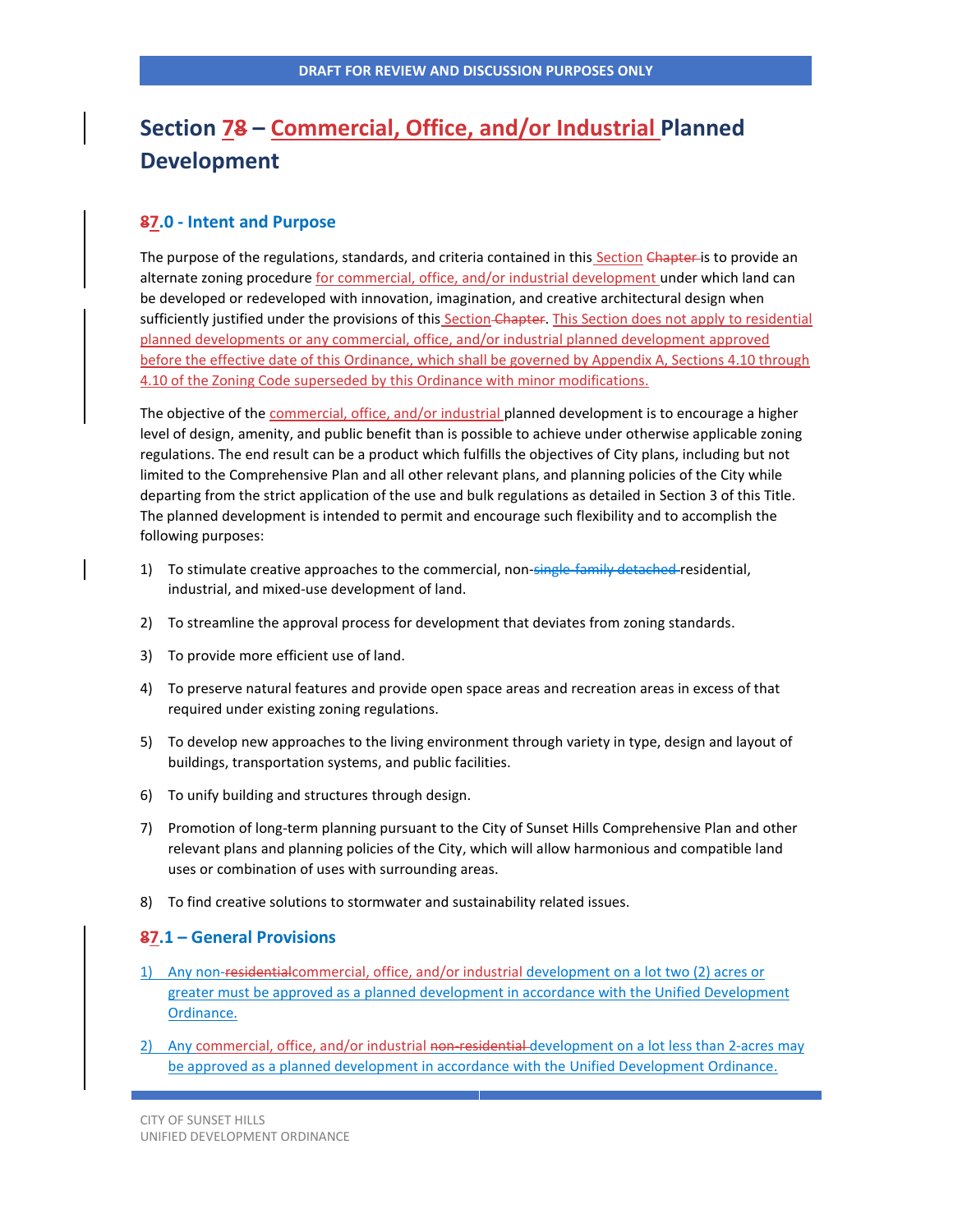DRAFT FOR REVIEW AND DISCUSSION PURPOSES ONLY

# Section 78 – Commercial, Office, and/or Industrial Planned Development

## 87.0 - Intent and Purpose

The purpose of the regulations, standards, and criteria contained in this Section Chapter is to provide an alternate zoning procedure for commercial, office, and/or industrial development under which land can be developed or redeveloped with innovation, imagination, and creative architectural design when sufficiently justified under the provisions of this Section Chapter. This Section does not apply to residential planned developments or any commercial, office, and/or industrial planned development approved before the effective date of this Ordinance, which shall be governed by Appendix A, Sections 4.10 through 4.10 of the Zoning Code superseded by this Ordinance with minor modifications.

The objective of the commercial, office, and/or industrial planned development is to encourage a higher level of design, amenity, and public benefit than is possible to achieve under otherwise applicable zoning regulations. The end result can be a product which fulfills the objectives of City plans, including but not limited to the Comprehensive Plan and all other relevant plans, and planning policies of the City while departing from the strict application of the use and bulk regulations as detailed in Section 3 of this Title. The planned development is intended to permit and encourage such flexibility and to accomplish the following purposes:

1) To stimulate creative approaches to the commercial, non-single-family detached residential, industrial, and mixed-use development of land.
2) To streamline the approval process for development that deviates from zoning standards.
3) To provide more efficient use of land.
4) To preserve natural features and provide open space areas and recreation areas in excess of that required under existing zoning regulations.
5) To develop new approaches to the living environment through variety in type, design and layout of buildings, transportation systems, and public facilities.
6) To unify building and structures through design.
7) Promotion of long-term planning pursuant to the City of Sunset Hills Comprehensive Plan and other relevant plans and planning policies of the City, which will allow harmonious and compatible land uses or combination of uses with surrounding areas.
8) To find creative solutions to stormwater and sustainability related issues.

## 87.1 – General Provisions

1) Any non-residentialcommercial, office, and/or industrial development on a lot two (2) acres or greater must be approved as a planned development in accordance with the Unified Development Ordinance.
2) Any commercial, office, and/or industrial non-residential development on a lot less than 2-acres may be approved as a planned development in accordance with the Unified Development Ordinance.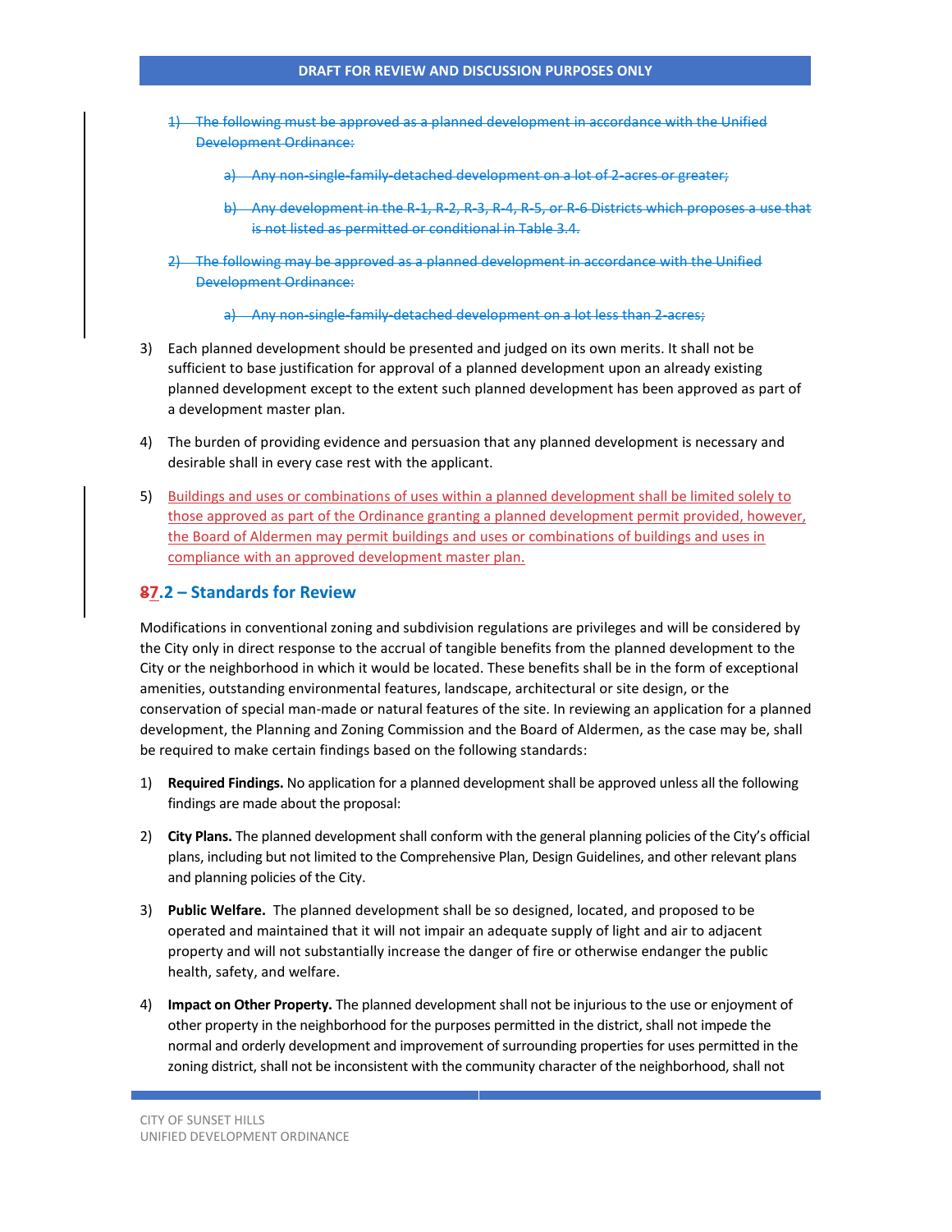~~1) The following must be approved as a planned development in accordance with the Unified Development Ordinance:~~

~~a) Any non-single-family-detached development on a lot of 2-acres or greater;~~

~~b) Any development in the R-1, R-2, R-3, R-4, R-5, or R-6 Districts which proposes a use that is not listed as permitted or conditional in Table 3.4.~~

~~2) The following may be approved as a planned development in accordance with the Unified Development Ordinance:~~

~~a) Any non-single-family-detached development on a lot less than 2-acres;~~

3) Each planned development should be presented and judged on its own merits. It shall not be sufficient to base justification for approval of a planned development upon an already existing planned development except to the extent such planned development has been approved as part of a development master plan.

4) The burden of providing evidence and persuasion that any planned development is necessary and desirable shall in every case rest with the applicant.

5) <u>Buildings and uses or combinations of uses within a planned development shall be limited solely to those approved as part of the Ordinance granting a planned development permit provided, however, the Board of Aldermen may permit buildings and uses or combinations of buildings and uses in compliance with an approved development master plan.</u>

## ~~8~~<u>7</u>.2 – Standards for Review

Modifications in conventional zoning and subdivision regulations are privileges and will be considered by the City only in direct response to the accrual of tangible benefits from the planned development to the City or the neighborhood in which it would be located. These benefits shall be in the form of exceptional amenities, outstanding environmental features, landscape, architectural or site design, or the conservation of special man-made or natural features of the site. In reviewing an application for a planned development, the Planning and Zoning Commission and the Board of Aldermen, as the case may be, shall be required to make certain findings based on the following standards:

1) **Required Findings.** No application for a planned development shall be approved unless all the following findings are made about the proposal:

2) **City Plans.** The planned development shall conform with the general planning policies of the City's official plans, including but not limited to the Comprehensive Plan, Design Guidelines, and other relevant plans and planning policies of the City.

3) **Public Welfare.** The planned development shall be so designed, located, and proposed to be operated and maintained that it will not impair an adequate supply of light and air to adjacent property and will not substantially increase the danger of fire or otherwise endanger the public health, safety, and welfare.

4) **Impact on Other Property.** The planned development shall not be injurious to the use or enjoyment of other property in the neighborhood for the purposes permitted in the district, shall not impede the normal and orderly development and improvement of surrounding properties for uses permitted in the zoning district, shall not be inconsistent with the community character of the neighborhood, shall not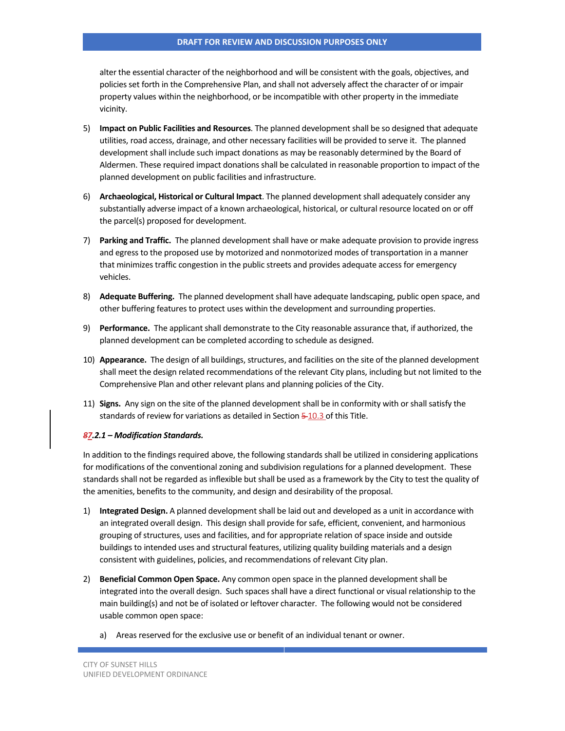alter the essential character of the neighborhood and will be consistent with the goals, objectives, and policies set forth in the Comprehensive Plan, and shall not adversely affect the character of or impair property values within the neighborhood, or be incompatible with other property in the immediate vicinity.

5) **Impact on Public Facilities and Resources**. The planned development shall be so designed that adequate utilities, road access, drainage, and other necessary facilities will be provided to serve it. The planned development shall include such impact donations as may be reasonably determined by the Board of Aldermen. These required impact donations shall be calculated in reasonable proportion to impact of the planned development on public facilities and infrastructure.

6) **Archaeological, Historical or Cultural Impact**. The planned development shall adequately consider any substantially adverse impact of a known archaeological, historical, or cultural resource located on or off the parcel(s) proposed for development.

7) **Parking and Traffic.** The planned development shall have or make adequate provision to provide ingress and egress to the proposed use by motorized and nonmotorized modes of transportation in a manner that minimizes traffic congestion in the public streets and provides adequate access for emergency vehicles.

8) **Adequate Buffering.** The planned development shall have adequate landscaping, public open space, and other buffering features to protect uses within the development and surrounding properties.

9) **Performance.** The applicant shall demonstrate to the City reasonable assurance that, if authorized, the planned development can be completed according to schedule as designed.

10) **Appearance.** The design of all buildings, structures, and facilities on the site of the planned development shall meet the design related recommendations of the relevant City plans, including but not limited to the Comprehensive Plan and other relevant plans and planning policies of the City.

11) **Signs.** Any sign on the site of the planned development shall be in conformity with or shall satisfy the standards of review for variations as detailed in Section ~~5~~ 10.3 of this Title.

***~~8~~7.2.1 – Modification Standards.***

In addition to the findings required above, the following standards shall be utilized in considering applications for modifications of the conventional zoning and subdivision regulations for a planned development. These standards shall not be regarded as inflexible but shall be used as a framework by the City to test the quality of the amenities, benefits to the community, and design and desirability of the proposal.

1) **Integrated Design.** A planned development shall be laid out and developed as a unit in accordance with an integrated overall design. This design shall provide for safe, efficient, convenient, and harmonious grouping of structures, uses and facilities, and for appropriate relation of space inside and outside buildings to intended uses and structural features, utilizing quality building materials and a design consistent with guidelines, policies, and recommendations of relevant City plan.

2) **Beneficial Common Open Space.** Any common open space in the planned development shall be integrated into the overall design. Such spaces shall have a direct functional or visual relationship to the main building(s) and not be of isolated or leftover character. The following would not be considered usable common open space:

    a) Areas reserved for the exclusive use or benefit of an individual tenant or owner.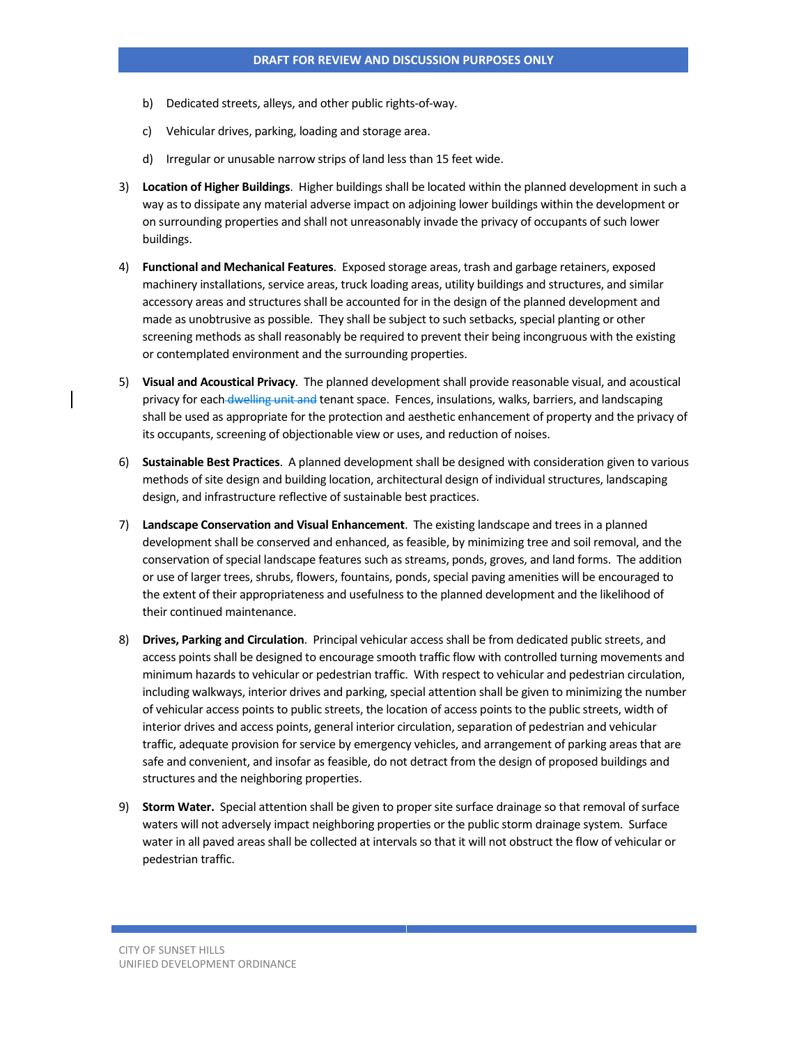b) Dedicated streets, alleys, and other public rights-of-way.

c) Vehicular drives, parking, loading and storage area.

d) Irregular or unusable narrow strips of land less than 15 feet wide.

3) **Location of Higher Buildings**. Higher buildings shall be located within the planned development in such a way as to dissipate any material adverse impact on adjoining lower buildings within the development or on surrounding properties and shall not unreasonably invade the privacy of occupants of such lower buildings.

4) **Functional and Mechanical Features**. Exposed storage areas, trash and garbage retainers, exposed machinery installations, service areas, truck loading areas, utility buildings and structures, and similar accessory areas and structures shall be accounted for in the design of the planned development and made as unobtrusive as possible. They shall be subject to such setbacks, special planting or other screening methods as shall reasonably be required to prevent their being incongruous with the existing or contemplated environment and the surrounding properties.

5) **Visual and Acoustical Privacy**. The planned development shall provide reasonable visual, and acoustical privacy for each ~~dwelling unit and~~ tenant space. Fences, insulations, walks, barriers, and landscaping shall be used as appropriate for the protection and aesthetic enhancement of property and the privacy of its occupants, screening of objectionable view or uses, and reduction of noises.

6) **Sustainable Best Practices**. A planned development shall be designed with consideration given to various methods of site design and building location, architectural design of individual structures, landscaping design, and infrastructure reflective of sustainable best practices.

7) **Landscape Conservation and Visual Enhancement**. The existing landscape and trees in a planned development shall be conserved and enhanced, as feasible, by minimizing tree and soil removal, and the conservation of special landscape features such as streams, ponds, groves, and land forms. The addition or use of larger trees, shrubs, flowers, fountains, ponds, special paving amenities will be encouraged to the extent of their appropriateness and usefulness to the planned development and the likelihood of their continued maintenance.

8) **Drives, Parking and Circulation**. Principal vehicular access shall be from dedicated public streets, and access points shall be designed to encourage smooth traffic flow with controlled turning movements and minimum hazards to vehicular or pedestrian traffic. With respect to vehicular and pedestrian circulation, including walkways, interior drives and parking, special attention shall be given to minimizing the number of vehicular access points to public streets, the location of access points to the public streets, width of interior drives and access points, general interior circulation, separation of pedestrian and vehicular traffic, adequate provision for service by emergency vehicles, and arrangement of parking areas that are safe and convenient, and insofar as feasible, do not detract from the design of proposed buildings and structures and the neighboring properties.

9) **Storm Water.** Special attention shall be given to proper site surface drainage so that removal of surface waters will not adversely impact neighboring properties or the public storm drainage system. Surface water in all paved areas shall be collected at intervals so that it will not obstruct the flow of vehicular or pedestrian traffic.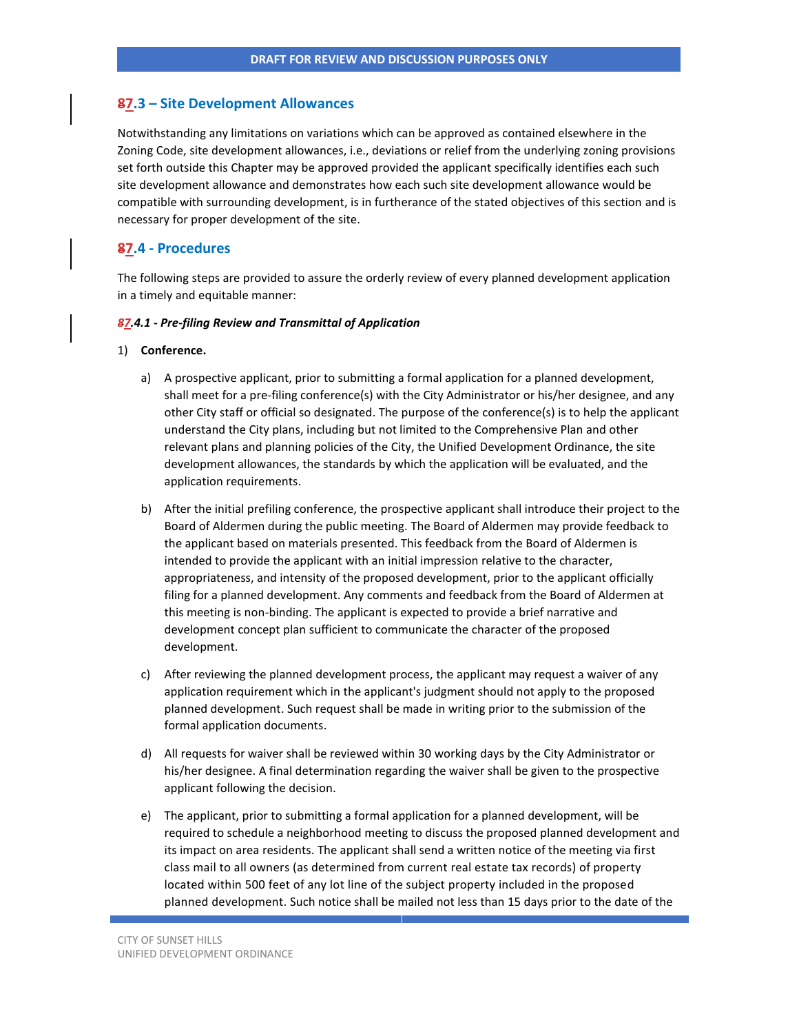DRAFT FOR REVIEW AND DISCUSSION PURPOSES ONLY

## ~~8~~7.3 – Site Development Allowances

Notwithstanding any limitations on variations which can be approved as contained elsewhere in the Zoning Code, site development allowances, i.e., deviations or relief from the underlying zoning provisions set forth outside this Chapter may be approved provided the applicant specifically identifies each such site development allowance and demonstrates how each such site development allowance would be compatible with surrounding development, is in furtherance of the stated objectives of this section and is necessary for proper development of the site.

## ~~8~~7.4 - Procedures

The following steps are provided to assure the orderly review of every planned development application in a timely and equitable manner:

### *~~8~~7.4.1 - Pre-filing Review and Transmittal of Application*

1) **Conference.**

   a) A prospective applicant, prior to submitting a formal application for a planned development, shall meet for a pre-filing conference(s) with the City Administrator or his/her designee, and any other City staff or official so designated. The purpose of the conference(s) is to help the applicant understand the City plans, including but not limited to the Comprehensive Plan and other relevant plans and planning policies of the City, the Unified Development Ordinance, the site development allowances, the standards by which the application will be evaluated, and the application requirements.

   b) After the initial prefiling conference, the prospective applicant shall introduce their project to the Board of Aldermen during the public meeting. The Board of Aldermen may provide feedback to the applicant based on materials presented. This feedback from the Board of Aldermen is intended to provide the applicant with an initial impression relative to the character, appropriateness, and intensity of the proposed development, prior to the applicant officially filing for a planned development. Any comments and feedback from the Board of Aldermen at this meeting is non-binding. The applicant is expected to provide a brief narrative and development concept plan sufficient to communicate the character of the proposed development.

   c) After reviewing the planned development process, the applicant may request a waiver of any application requirement which in the applicant's judgment should not apply to the proposed planned development. Such request shall be made in writing prior to the submission of the formal application documents.

   d) All requests for waiver shall be reviewed within 30 working days by the City Administrator or his/her designee. A final determination regarding the waiver shall be given to the prospective applicant following the decision.

   e) The applicant, prior to submitting a formal application for a planned development, will be required to schedule a neighborhood meeting to discuss the proposed planned development and its impact on area residents. The applicant shall send a written notice of the meeting via first class mail to all owners (as determined from current real estate tax records) of property located within 500 feet of any lot line of the subject property included in the proposed planned development. Such notice shall be mailed not less than 15 days prior to the date of the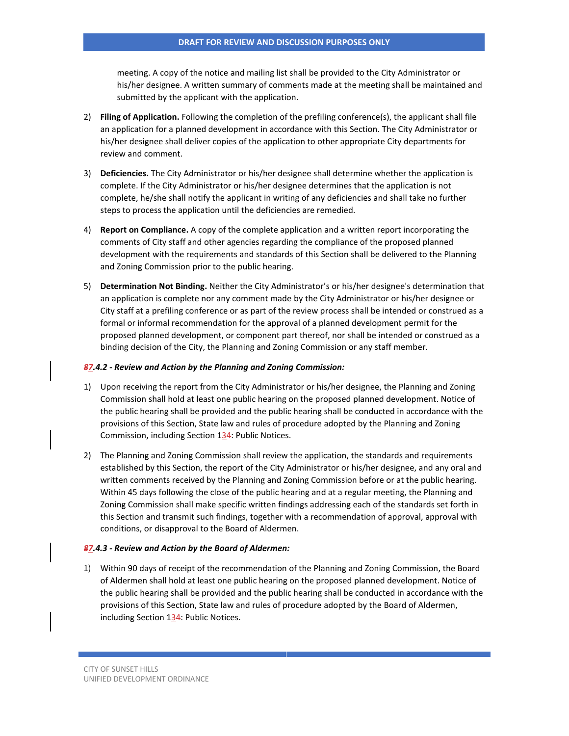meeting. A copy of the notice and mailing list shall be provided to the City Administrator or his/her designee. A written summary of comments made at the meeting shall be maintained and submitted by the applicant with the application.

2) **Filing of Application.** Following the completion of the prefiling conference(s), the applicant shall file an application for a planned development in accordance with this Section. The City Administrator or his/her designee shall deliver copies of the application to other appropriate City departments for review and comment.

3) **Deficiencies.** The City Administrator or his/her designee shall determine whether the application is complete. If the City Administrator or his/her designee determines that the application is not complete, he/she shall notify the applicant in writing of any deficiencies and shall take no further steps to process the application until the deficiencies are remedied.

4) **Report on Compliance.** A copy of the complete application and a written report incorporating the comments of City staff and other agencies regarding the compliance of the proposed planned development with the requirements and standards of this Section shall be delivered to the Planning and Zoning Commission prior to the public hearing.

5) **Determination Not Binding.** Neither the City Administrator's or his/her designee's determination that an application is complete nor any comment made by the City Administrator or his/her designee or City staff at a prefiling conference or as part of the review process shall be intended or construed as a formal or informal recommendation for the approval of a planned development permit for the proposed planned development, or component part thereof, nor shall be intended or construed as a binding decision of the City, the Planning and Zoning Commission or any staff member.

***~~8~~7.4.2 - Review and Action by the Planning and Zoning Commission:***

1) Upon receiving the report from the City Administrator or his/her designee, the Planning and Zoning Commission shall hold at least one public hearing on the proposed planned development. Notice of the public hearing shall be provided and the public hearing shall be conducted in accordance with the provisions of this Section, State law and rules of procedure adopted by the Planning and Zoning Commission, including Section 1~~3~~4: Public Notices.

2) The Planning and Zoning Commission shall review the application, the standards and requirements established by this Section, the report of the City Administrator or his/her designee, and any oral and written comments received by the Planning and Zoning Commission before or at the public hearing. Within 45 days following the close of the public hearing and at a regular meeting, the Planning and Zoning Commission shall make specific written findings addressing each of the standards set forth in this Section and transmit such findings, together with a recommendation of approval, approval with conditions, or disapproval to the Board of Aldermen.

***~~8~~7.4.3 - Review and Action by the Board of Aldermen:***

1) Within 90 days of receipt of the recommendation of the Planning and Zoning Commission, the Board of Aldermen shall hold at least one public hearing on the proposed planned development. Notice of the public hearing shall be provided and the public hearing shall be conducted in accordance with the provisions of this Section, State law and rules of procedure adopted by the Board of Aldermen, including Section 1~~3~~4: Public Notices.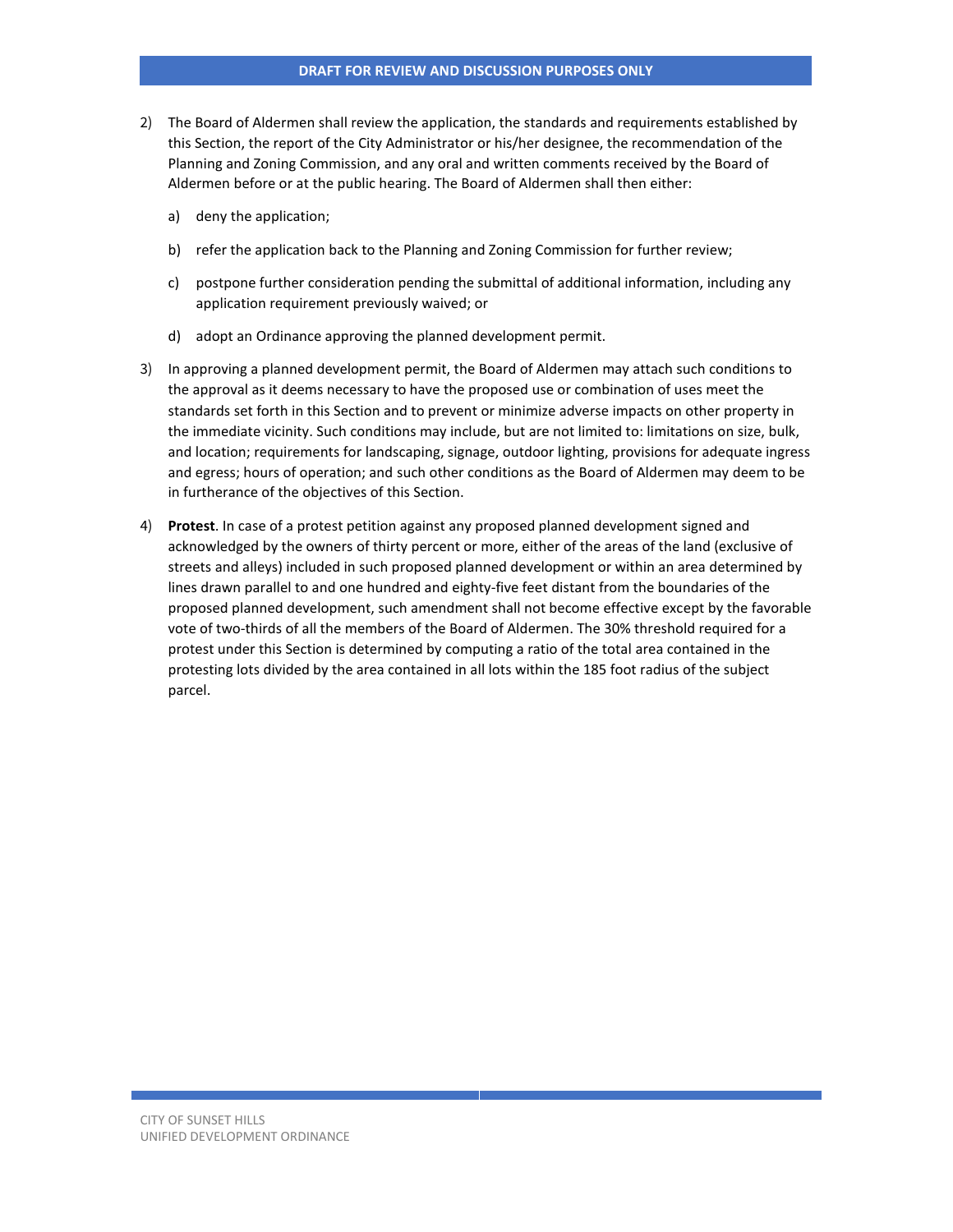2) The Board of Aldermen shall review the application, the standards and requirements established by this Section, the report of the City Administrator or his/her designee, the recommendation of the Planning and Zoning Commission, and any oral and written comments received by the Board of Aldermen before or at the public hearing. The Board of Aldermen shall then either:

   a) deny the application;

   b) refer the application back to the Planning and Zoning Commission for further review;

   c) postpone further consideration pending the submittal of additional information, including any application requirement previously waived; or

   d) adopt an Ordinance approving the planned development permit.

3) In approving a planned development permit, the Board of Aldermen may attach such conditions to the approval as it deems necessary to have the proposed use or combination of uses meet the standards set forth in this Section and to prevent or minimize adverse impacts on other property in the immediate vicinity. Such conditions may include, but are not limited to: limitations on size, bulk, and location; requirements for landscaping, signage, outdoor lighting, provisions for adequate ingress and egress; hours of operation; and such other conditions as the Board of Aldermen may deem to be in furtherance of the objectives of this Section.

4) **Protest**. In case of a protest petition against any proposed planned development signed and acknowledged by the owners of thirty percent or more, either of the areas of the land (exclusive of streets and alleys) included in such proposed planned development or within an area determined by lines drawn parallel to and one hundred and eighty-five feet distant from the boundaries of the proposed planned development, such amendment shall not become effective except by the favorable vote of two-thirds of all the members of the Board of Aldermen. The 30% threshold required for a protest under this Section is determined by computing a ratio of the total area contained in the protesting lots divided by the area contained in all lots within the 185 foot radius of the subject parcel.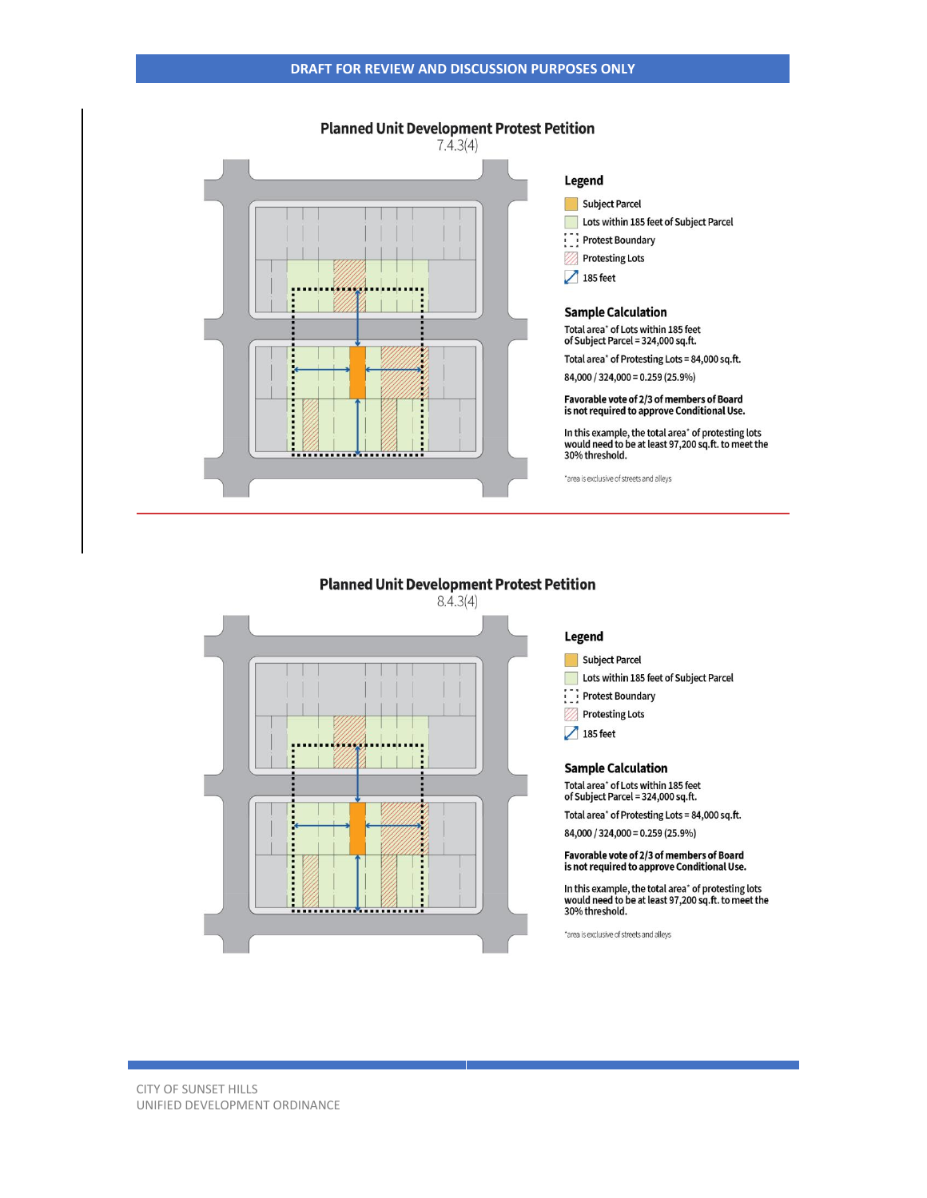DRAFT FOR REVIEW AND DISCUSSION PURPOSES ONLY

## Planned Unit Development Protest Petition

7.4.3(4)

### Legend

- Subject Parcel
- Lots within 185 feet of Subject Parcel
- Protest Boundary
- Protesting Lots
- 185 feet

### Sample Calculation

Total area* of Lots within 185 feet of Subject Parcel = 324,000 sq.ft.

Total area* of Protesting Lots = 84,000 sq.ft.

84,000 / 324,000 = 0.259 (25.9%)

**Favorable vote of 2/3 of members of Board is not required to approve Conditional Use.**

In this example, the total area* of protesting lots would need to be at least 97,200 sq.ft. to meet the 30% threshold.

*area is exclusive of streets and alleys

---

## Planned Unit Development Protest Petition

8.4.3(4)

### Legend

- Subject Parcel
- Lots within 185 feet of Subject Parcel
- Protest Boundary
- Protesting Lots
- 185 feet

### Sample Calculation

Total area* of Lots within 185 feet of Subject Parcel = 324,000 sq.ft.

Total area* of Protesting Lots = 84,000 sq.ft.

84,000 / 324,000 = 0.259 (25.9%)

**Favorable vote of 2/3 of members of Board is not required to approve Conditional Use.**

In this example, the total area* of protesting lots would need to be at least 97,200 sq.ft. to meet the 30% threshold.

*area is exclusive of streets and alleys

CITY OF SUNSET HILLS
UNIFIED DEVELOPMENT ORDINANCE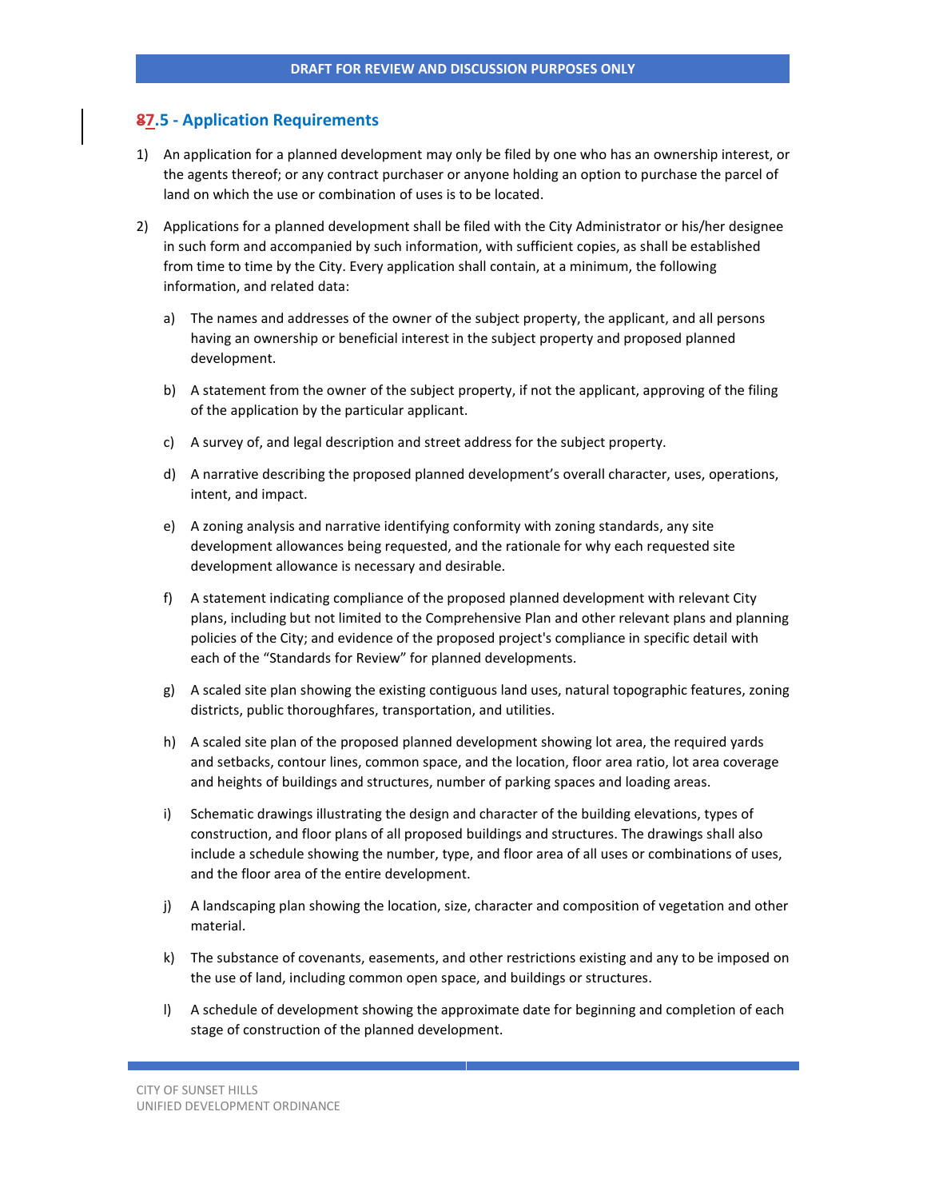## ~~8~~7.5 - Application Requirements

1) An application for a planned development may only be filed by one who has an ownership interest, or the agents thereof; or any contract purchaser or anyone holding an option to purchase the parcel of land on which the use or combination of uses is to be located.

2) Applications for a planned development shall be filed with the City Administrator or his/her designee in such form and accompanied by such information, with sufficient copies, as shall be established from time to time by the City. Every application shall contain, at a minimum, the following information, and related data:

   a) The names and addresses of the owner of the subject property, the applicant, and all persons having an ownership or beneficial interest in the subject property and proposed planned development.

   b) A statement from the owner of the subject property, if not the applicant, approving of the filing of the application by the particular applicant.

   c) A survey of, and legal description and street address for the subject property.

   d) A narrative describing the proposed planned development's overall character, uses, operations, intent, and impact.

   e) A zoning analysis and narrative identifying conformity with zoning standards, any site development allowances being requested, and the rationale for why each requested site development allowance is necessary and desirable.

   f) A statement indicating compliance of the proposed planned development with relevant City plans, including but not limited to the Comprehensive Plan and other relevant plans and planning policies of the City; and evidence of the proposed project's compliance in specific detail with each of the "Standards for Review" for planned developments.

   g) A scaled site plan showing the existing contiguous land uses, natural topographic features, zoning districts, public thoroughfares, transportation, and utilities.

   h) A scaled site plan of the proposed planned development showing lot area, the required yards and setbacks, contour lines, common space, and the location, floor area ratio, lot area coverage and heights of buildings and structures, number of parking spaces and loading areas.

   i) Schematic drawings illustrating the design and character of the building elevations, types of construction, and floor plans of all proposed buildings and structures. The drawings shall also include a schedule showing the number, type, and floor area of all uses or combinations of uses, and the floor area of the entire development.

   j) A landscaping plan showing the location, size, character and composition of vegetation and other material.

   k) The substance of covenants, easements, and other restrictions existing and any to be imposed on the use of land, including common open space, and buildings or structures.

   l) A schedule of development showing the approximate date for beginning and completion of each stage of construction of the planned development.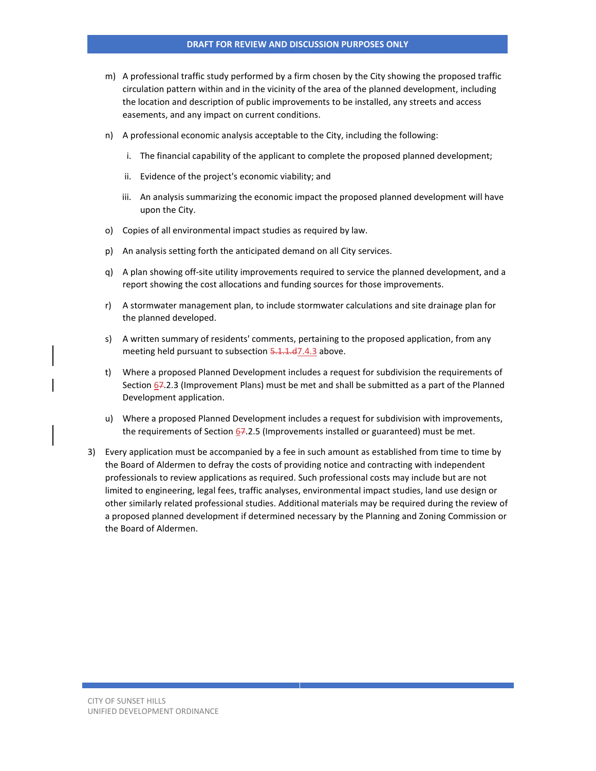m) A professional traffic study performed by a firm chosen by the City showing the proposed traffic circulation pattern within and in the vicinity of the area of the planned development, including the location and description of public improvements to be installed, any streets and access easements, and any impact on current conditions.

n) A professional economic analysis acceptable to the City, including the following:

   i. The financial capability of the applicant to complete the proposed planned development;

   ii. Evidence of the project's economic viability; and

   iii. An analysis summarizing the economic impact the proposed planned development will have upon the City.

o) Copies of all environmental impact studies as required by law.

p) An analysis setting forth the anticipated demand on all City services.

q) A plan showing off-site utility improvements required to service the planned development, and a report showing the cost allocations and funding sources for those improvements.

r) A stormwater management plan, to include stormwater calculations and site drainage plan for the planned developed.

s) A written summary of residents' comments, pertaining to the proposed application, from any meeting held pursuant to subsection ~~5.1.1.d~~7.4.3 above.

t) Where a proposed Planned Development includes a request for subdivision the requirements of Section 6~~7~~.2.3 (Improvement Plans) must be met and shall be submitted as a part of the Planned Development application.

u) Where a proposed Planned Development includes a request for subdivision with improvements, the requirements of Section 6~~7~~.2.5 (Improvements installed or guaranteed) must be met.

3) Every application must be accompanied by a fee in such amount as established from time to time by the Board of Aldermen to defray the costs of providing notice and contracting with independent professionals to review applications as required. Such professional costs may include but are not limited to engineering, legal fees, traffic analyses, environmental impact studies, land use design or other similarly related professional studies. Additional materials may be required during the review of a proposed planned development if determined necessary by the Planning and Zoning Commission or the Board of Aldermen.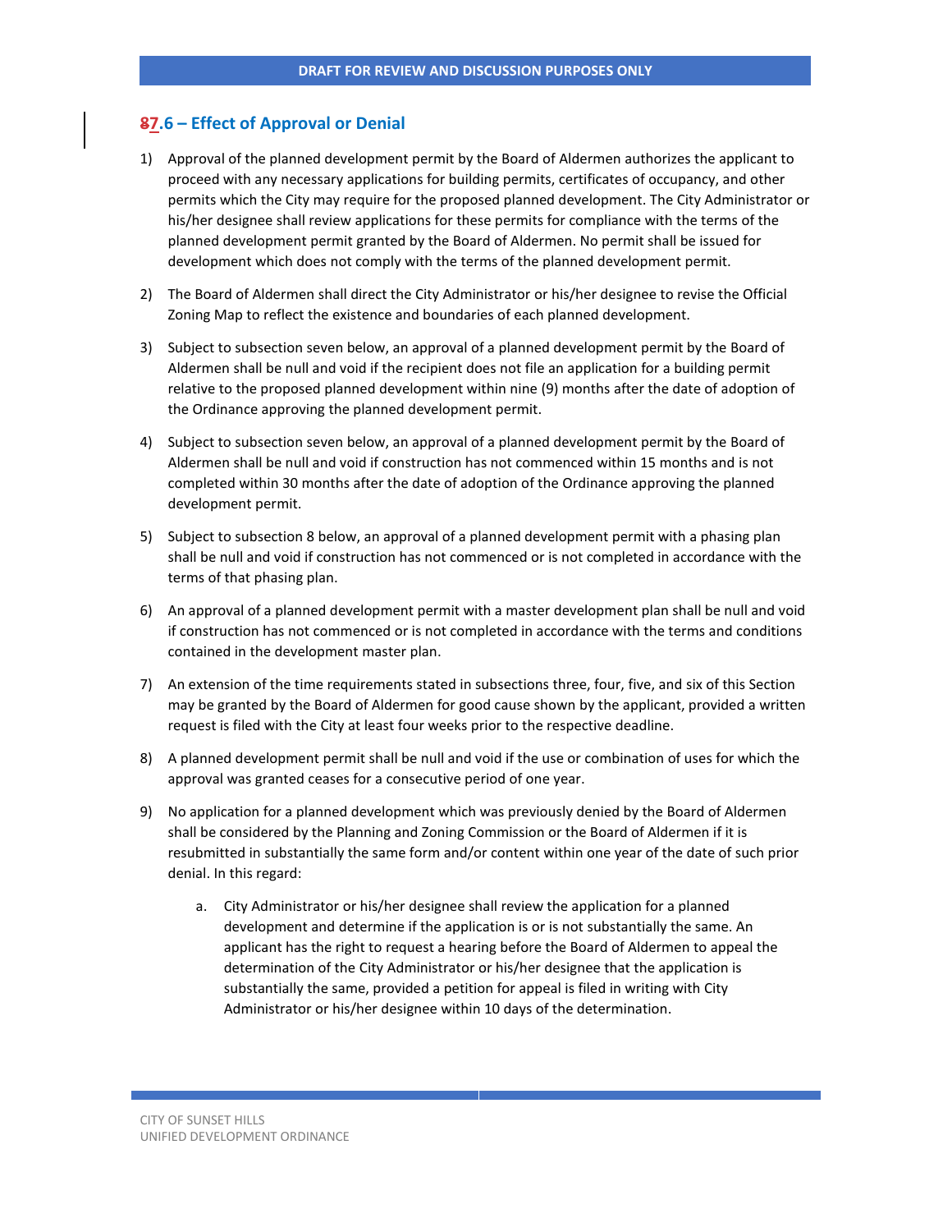## ~~8~~7.6 – Effect of Approval or Denial

1) Approval of the planned development permit by the Board of Aldermen authorizes the applicant to proceed with any necessary applications for building permits, certificates of occupancy, and other permits which the City may require for the proposed planned development. The City Administrator or his/her designee shall review applications for these permits for compliance with the terms of the planned development permit granted by the Board of Aldermen. No permit shall be issued for development which does not comply with the terms of the planned development permit.

2) The Board of Aldermen shall direct the City Administrator or his/her designee to revise the Official Zoning Map to reflect the existence and boundaries of each planned development.

3) Subject to subsection seven below, an approval of a planned development permit by the Board of Aldermen shall be null and void if the recipient does not file an application for a building permit relative to the proposed planned development within nine (9) months after the date of adoption of the Ordinance approving the planned development permit.

4) Subject to subsection seven below, an approval of a planned development permit by the Board of Aldermen shall be null and void if construction has not commenced within 15 months and is not completed within 30 months after the date of adoption of the Ordinance approving the planned development permit.

5) Subject to subsection 8 below, an approval of a planned development permit with a phasing plan shall be null and void if construction has not commenced or is not completed in accordance with the terms of that phasing plan.

6) An approval of a planned development permit with a master development plan shall be null and void if construction has not commenced or is not completed in accordance with the terms and conditions contained in the development master plan.

7) An extension of the time requirements stated in subsections three, four, five, and six of this Section may be granted by the Board of Aldermen for good cause shown by the applicant, provided a written request is filed with the City at least four weeks prior to the respective deadline.

8) A planned development permit shall be null and void if the use or combination of uses for which the approval was granted ceases for a consecutive period of one year.

9) No application for a planned development which was previously denied by the Board of Aldermen shall be considered by the Planning and Zoning Commission or the Board of Aldermen if it is resubmitted in substantially the same form and/or content within one year of the date of such prior denial. In this regard:

    a. City Administrator or his/her designee shall review the application for a planned development and determine if the application is or is not substantially the same. An applicant has the right to request a hearing before the Board of Aldermen to appeal the determination of the City Administrator or his/her designee that the application is substantially the same, provided a petition for appeal is filed in writing with City Administrator or his/her designee within 10 days of the determination.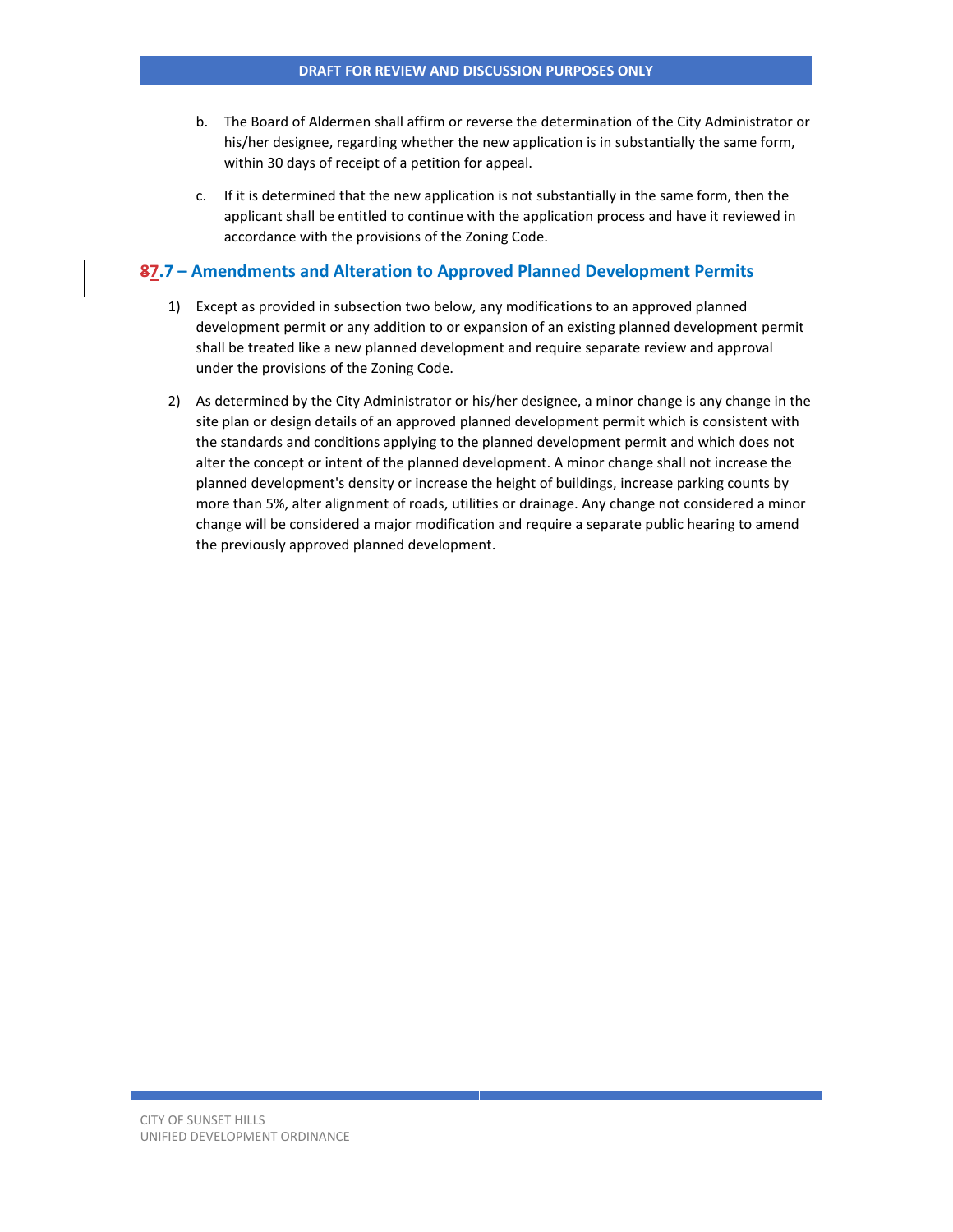b. The Board of Aldermen shall affirm or reverse the determination of the City Administrator or his/her designee, regarding whether the new application is in substantially the same form, within 30 days of receipt of a petition for appeal.

c. If it is determined that the new application is not substantially in the same form, then the applicant shall be entitled to continue with the application process and have it reviewed in accordance with the provisions of the Zoning Code.

## ~~8~~7.7 – Amendments and Alteration to Approved Planned Development Permits

1) Except as provided in subsection two below, any modifications to an approved planned development permit or any addition to or expansion of an existing planned development permit shall be treated like a new planned development and require separate review and approval under the provisions of the Zoning Code.

2) As determined by the City Administrator or his/her designee, a minor change is any change in the site plan or design details of an approved planned development permit which is consistent with the standards and conditions applying to the planned development permit and which does not alter the concept or intent of the planned development. A minor change shall not increase the planned development's density or increase the height of buildings, increase parking counts by more than 5%, alter alignment of roads, utilities or drainage. Any change not considered a minor change will be considered a major modification and require a separate public hearing to amend the previously approved planned development.